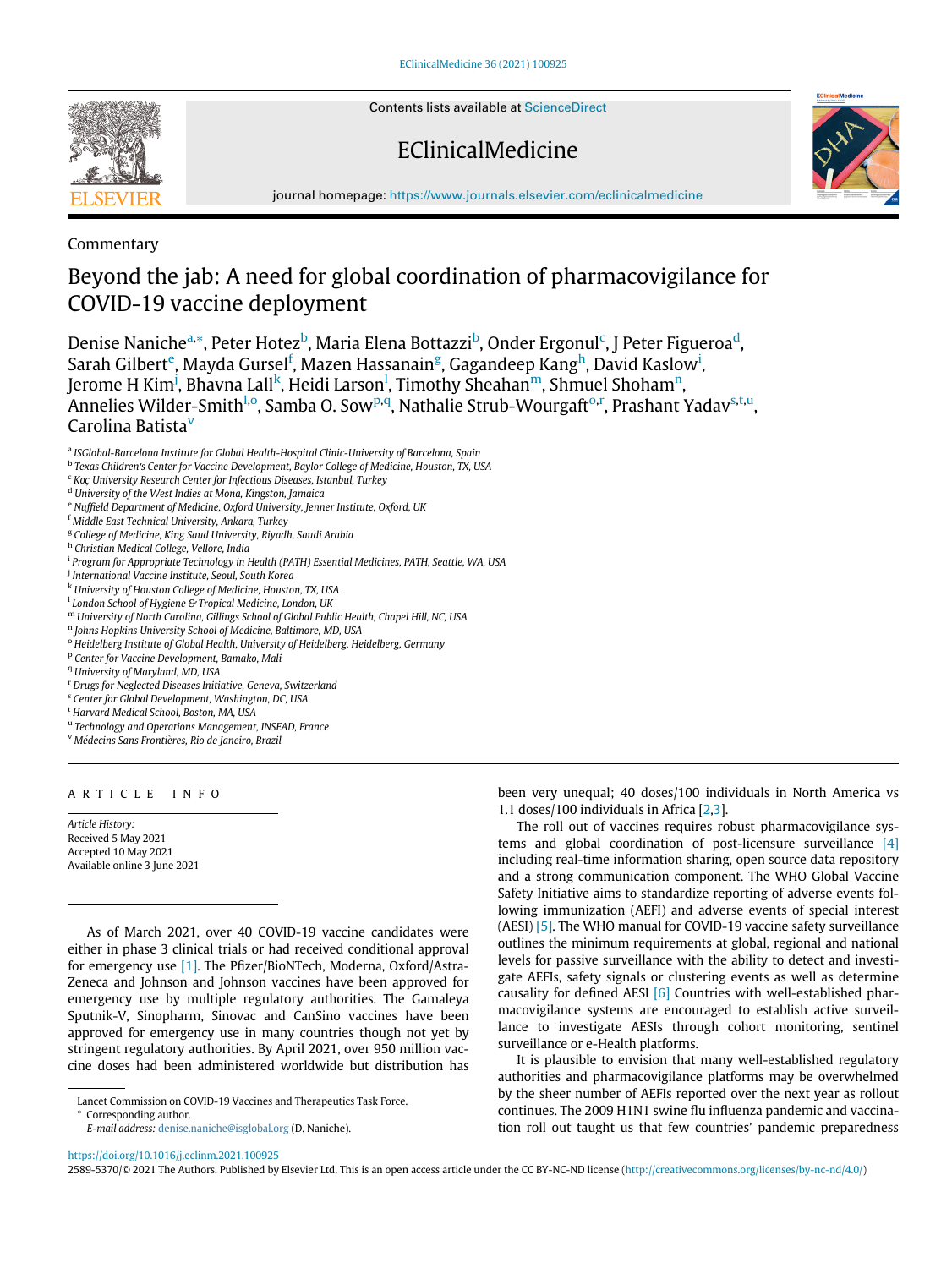Commentary

# Beyond the jab: A need for global coordination of pharmacovigilance for COVID-19 vaccine deployment

Denise Naniche[a,*], Peter Hotez[b], Maria Elena Bottazzi[b], Onder Ergonul[c], J Peter Figueroa[d], Sarah Gilbert[e], Mayda Gursel[f], Mazen Hassanain[g], Gagandeep Kang[h], David Kaslow[i], Jerome H Kim[j], Bhavna Lall[k], Heidi Larson[l], Timothy Sheahan[m], Shmuel Shoham[n], Annelies Wilder-Smith[l,o], Samba O. Sow[p,q], Nathalie Strub-Wourgaft[o,r], Prashant Yadav[s,t,u], Carolina Batista[v]

[a] ISGlobal-Barcelona Institute for Global Health-Hospital Clinic-University of Barcelona, Spain
[b] Texas Children's Center for Vaccine Development, Baylor College of Medicine, Houston, TX, USA
[c] Koç University Research Center for Infectious Diseases, Istanbul, Turkey
[d] University of the West Indies at Mona, Kingston, Jamaica
[e] Nuffield Department of Medicine, Oxford University, Jenner Institute, Oxford, UK
[f] Middle East Technical University, Ankara, Turkey
[g] College of Medicine, King Saud University, Riyadh, Saudi Arabia
[h] Christian Medical College, Vellore, India
[i] Program for Appropriate Technology in Health (PATH) Essential Medicines, PATH, Seattle, WA, USA
[j] International Vaccine Institute, Seoul, South Korea
[k] University of Houston College of Medicine, Houston, TX, USA
[l] London School of Hygiene & Tropical Medicine, London, UK
[m] University of North Carolina, Gillings School of Global Public Health, Chapel Hill, NC, USA
[n] Johns Hopkins University School of Medicine, Baltimore, MD, USA
[o] Heidelberg Institute of Global Health, University of Heidelberg, Heidelberg, Germany
[p] Center for Vaccine Development, Bamako, Mali
[q] University of Maryland, MD, USA
[r] Drugs for Neglected Diseases Initiative, Geneva, Switzerland
[s] Center for Global Development, Washington, DC, USA
[t] Harvard Medical School, Boston, MA, USA
[u] Technology and Operations Management, INSEAD, France
[v] Médecins Sans Frontières, Rio de Janeiro, Brazil

ARTICLE INFO

*Article History:*
Received 5 May 2021
Accepted 10 May 2021
Available online 3 June 2021

As of March 2021, over 40 COVID-19 vaccine candidates were either in phase 3 clinical trials or had received conditional approval for emergency use [1]. The Pfizer/BioNTech, Moderna, Oxford/AstraZeneca and Johnson and Johnson vaccines have been approved for emergency use by multiple regulatory authorities. The Gamaleya Sputnik-V, Sinopharm, Sinovac and CanSino vaccines have been approved for emergency use in many countries though not yet by stringent regulatory authorities. By April 2021, over 950 million vaccine doses had been administered worldwide but distribution has been very unequal; 40 doses/100 individuals in North America vs 1.1 doses/100 individuals in Africa [2,3].

The roll out of vaccines requires robust pharmacovigilance systems and global coordination of post-licensure surveillance [4] including real-time information sharing, open source data repository and a strong communication component. The WHO Global Vaccine Safety Initiative aims to standardize reporting of adverse events following immunization (AEFI) and adverse events of special interest (AESI) [5]. The WHO manual for COVID-19 vaccine safety surveillance outlines the minimum requirements at global, regional and national levels for passive surveillance with the ability to detect and investigate AEFIs, safety signals or clustering events as well as determine causality for defined AESI [6] Countries with well-established pharmacovigilance systems are encouraged to establish active surveillance to investigate AESIs through cohort monitoring, sentinel surveillance or e-Health platforms.

It is plausible to envision that many well-established regulatory authorities and pharmacovigilance platforms may be overwhelmed by the sheer number of AEFIs reported over the next year as rollout continues. The 2009 H1N1 swine flu influenza pandemic and vaccination roll out taught us that few countries' pandemic preparedness

Lancet Commission on COVID-19 Vaccines and Therapeutics Task Force.
* Corresponding author.
*E-mail address:* denise.naniche@isglobal.org (D. Naniche).

https://doi.org/10.1016/j.eclinm.2021.100925
2589-5370/© 2021 The Authors. Published by Elsevier Ltd. This is an open access article under the CC BY-NC-ND license (http://creativecommons.org/licenses/by-nc-nd/4.0/)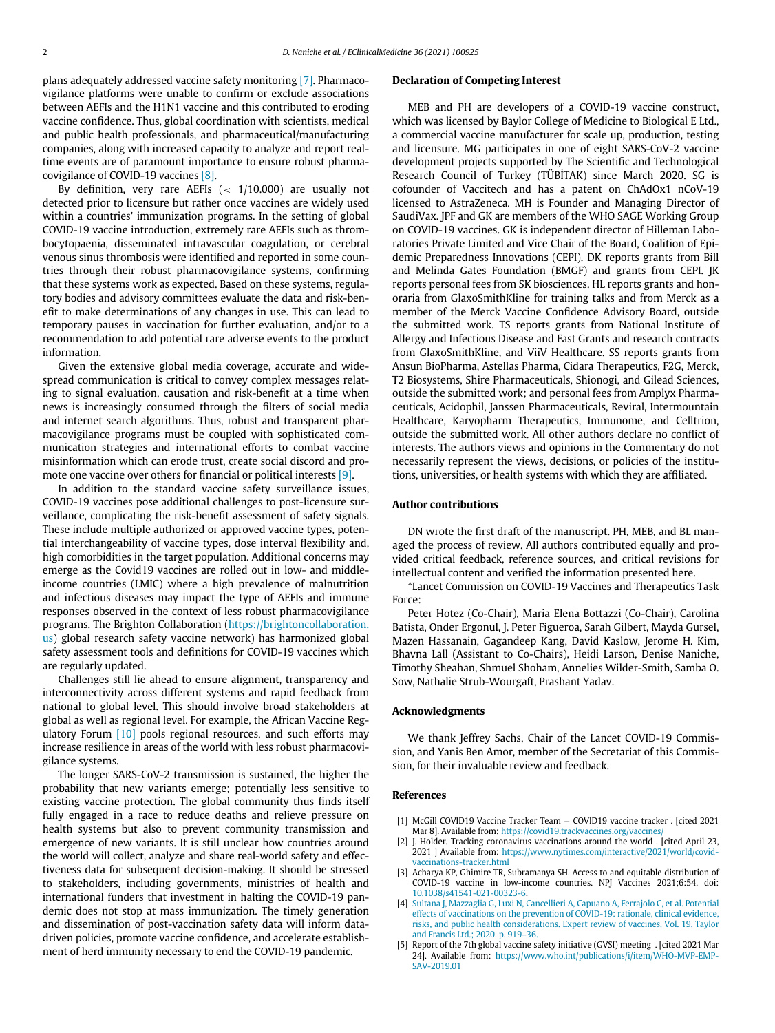plans adequately addressed vaccine safety monitoring [7]. Pharmacovigilance platforms were unable to confirm or exclude associations between AEFIs and the H1N1 vaccine and this contributed to eroding vaccine confidence. Thus, global coordination with scientists, medical and public health professionals, and pharmaceutical/manufacturing companies, along with increased capacity to analyze and report real-time events are of paramount importance to ensure robust pharmacovigilance of COVID-19 vaccines [8].

By definition, very rare AEFIs ($<$ 1/10.000) are usually not detected prior to licensure but rather once vaccines are widely used within a countries' immunization programs. In the setting of global COVID-19 vaccine introduction, extremely rare AEFIs such as thrombocytopaenia, disseminated intravascular coagulation, or cerebral venous sinus thrombosis were identified and reported in some countries through their robust pharmacovigilance systems, confirming that these systems work as expected. Based on these systems, regulatory bodies and advisory committees evaluate the data and risk-benefit to make determinations of any changes in use. This can lead to temporary pauses in vaccination for further evaluation, and/or to a recommendation to add potential rare adverse events to the product information.

Given the extensive global media coverage, accurate and widespread communication is critical to convey complex messages relating to signal evaluation, causation and risk-benefit at a time when news is increasingly consumed through the filters of social media and internet search algorithms. Thus, robust and transparent pharmacovigilance programs must be coupled with sophisticated communication strategies and international efforts to combat vaccine misinformation which can erode trust, create social discord and promote one vaccine over others for financial or political interests [9].

In addition to the standard vaccine safety surveillance issues, COVID-19 vaccines pose additional challenges to post-licensure surveillance, complicating the risk-benefit assessment of safety signals. These include multiple authorized or approved vaccine types, potential interchangeability of vaccine types, dose interval flexibility and, high comorbidities in the target population. Additional concerns may emerge as the Covid19 vaccines are rolled out in low- and middle-income countries (LMIC) where a high prevalence of malnutrition and infectious diseases may impact the type of AEFIs and immune responses observed in the context of less robust pharmacovigilance programs. The Brighton Collaboration (https://brightoncollaboration.us) global research safety vaccine network) has harmonized global safety assessment tools and definitions for COVID-19 vaccines which are regularly updated.

Challenges still lie ahead to ensure alignment, transparency and interconnectivity across different systems and rapid feedback from national to global level. This should involve broad stakeholders at global as well as regional level. For example, the African Vaccine Regulatory Forum [10] pools regional resources, and such efforts may increase resilience in areas of the world with less robust pharmacovigilance systems.

The longer SARS-CoV-2 transmission is sustained, the higher the probability that new variants emerge; potentially less sensitive to existing vaccine protection. The global community thus finds itself fully engaged in a race to reduce deaths and relieve pressure on health systems but also to prevent community transmission and emergence of new variants. It is still unclear how countries around the world will collect, analyze and share real-world safety and effectiveness data for subsequent decision-making. It should be stressed to stakeholders, including governments, ministries of health and international funders that investment in halting the COVID-19 pandemic does not stop at mass immunization. The timely generation and dissemination of post-vaccination safety data will inform data-driven policies, promote vaccine confidence, and accelerate establishment of herd immunity necessary to end the COVID-19 pandemic.

## Declaration of Competing Interest

MEB and PH are developers of a COVID-19 vaccine construct, which was licensed by Baylor College of Medicine to Biological E Ltd., a commercial vaccine manufacturer for scale up, production, testing and licensure. MG participates in one of eight SARS-CoV-2 vaccine development projects supported by The Scientific and Technological Research Council of Turkey (TÜBİTAK) since March 2020. SG is cofounder of Vaccitech and has a patent on ChAdOx1 nCoV-19 licensed to AstraZeneca. MH is Founder and Managing Director of SaudiVax. JPF and GK are members of the WHO SAGE Working Group on COVID-19 vaccines. GK is independent director of Hilleman Laboratories Private Limited and Vice Chair of the Board, Coalition of Epidemic Preparedness Innovations (CEPI). DK reports grants from Bill and Melinda Gates Foundation (BMGF) and grants from CEPI. JK reports personal fees from SK biosciences. HL reports grants and honoraria from GlaxoSmithKline for training talks and from Merck as a member of the Merck Vaccine Confidence Advisory Board, outside the submitted work. TS reports grants from National Institute of Allergy and Infectious Disease and Fast Grants and research contracts from GlaxoSmithKline, and ViiV Healthcare. SS reports grants from Ansun BioPharma, Astellas Pharma, Cidara Therapeutics, F2G, Merck, T2 Biosystems, Shire Pharmaceuticals, Shionogi, and Gilead Sciences, outside the submitted work; and personal fees from Amplyx Pharmaceuticals, Acidophil, Janssen Pharmaceuticals, Reviral, Intermountain Healthcare, Karyopharm Therapeutics, Immunome, and Celltrion, outside the submitted work. All other authors declare no conflict of interests. The authors views and opinions in the Commentary do not necessarily represent the views, decisions, or policies of the institutions, universities, or health systems with which they are affiliated.

## Author contributions

DN wrote the first draft of the manuscript. PH, MEB, and BL managed the process of review. All authors contributed equally and provided critical feedback, reference sources, and critical revisions for intellectual content and verified the information presented here.

*Lancet Commission on COVID-19 Vaccines and Therapeutics Task Force:

Peter Hotez (Co-Chair), Maria Elena Bottazzi (Co-Chair), Carolina Batista, Onder Ergonul, J. Peter Figueroa, Sarah Gilbert, Mayda Gursel, Mazen Hassanain, Gagandeep Kang, David Kaslow, Jerome H. Kim, Bhavna Lall (Assistant to Co-Chairs), Heidi Larson, Denise Naniche, Timothy Sheahan, Shmuel Shoham, Annelies Wilder-Smith, Samba O. Sow, Nathalie Strub-Wourgaft, Prashant Yadav.

## Acknowledgments

We thank Jeffrey Sachs, Chair of the Lancet COVID-19 Commission, and Yanis Ben Amor, member of the Secretariat of this Commission, for their invaluable review and feedback.

## References

[1] McGill COVID19 Vaccine Tracker Team – COVID19 vaccine tracker . [cited 2021 Mar 8]. Available from: https://covid19.trackvaccines.org/vaccines/

[2] J. Holder. Tracking coronavirus vaccinations around the world . [cited April 23, 2021 ] Available from: https://www.nytimes.com/interactive/2021/world/covid-vaccinations-tracker.html

[3] Acharya KP, Ghimire TR, Subramanya SH. Access to and equitable distribution of COVID-19 vaccine in low-income countries. NPJ Vaccines 2021;6:54. doi: 10.1038/s41541-021-00323-6.

[4] Sultana J, Mazzaglia G, Luxi N, Cancellieri A, Capuano A, Ferrajolo C, et al. Potential effects of vaccinations on the prevention of COVID-19: rationale, clinical evidence, risks, and public health considerations. Expert review of vaccines, Vol. 19. Taylor and Francis Ltd.; 2020. p. 919–36.

[5] Report of the 7th global vaccine safety initiative (GVSI) meeting . [cited 2021 Mar 24]. Available from: https://www.who.int/publications/i/item/WHO-MVP-EMP-SAV-2019.01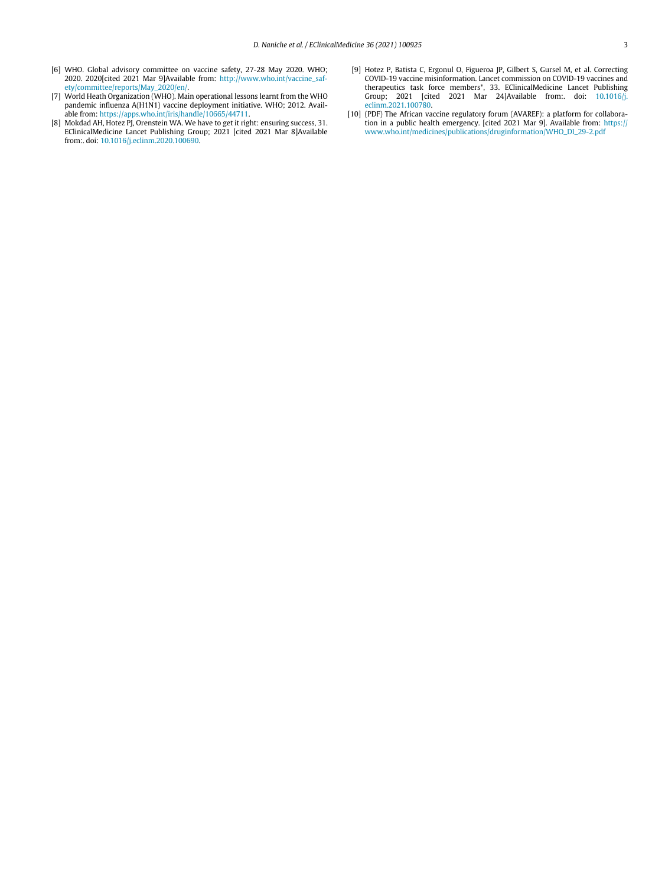[6] WHO. Global advisory committee on vaccine safety, 27-28 May 2020. WHO; 2020. 2020[cited 2021 Mar 9]Available from: http://www.who.int/vaccine_safety/committee/reports/May_2020/en/.

[7] World Heath Organization (WHO). Main operational lessons learnt from the WHO pandemic influenza A(H1N1) vaccine deployment initiative. WHO; 2012. Available from: https://apps.who.int/iris/handle/10665/44711.

[8] Mokdad AH, Hotez PJ, Orenstein WA. We have to get it right: ensuring success, 31. EClinicalMedicine Lancet Publishing Group; 2021 [cited 2021 Mar 8]Available from:. doi: 10.1016/j.eclinm.2020.100690.

[9] Hotez P, Batista C, Ergonul O, Figueroa JP, Gilbert S, Gursel M, et al. Correcting COVID-19 vaccine misinformation. Lancet commission on COVID-19 vaccines and therapeutics task force members*, 33. EClinicalMedicine Lancet Publishing Group; 2021 [cited 2021 Mar 24]Available from:. doi: 10.1016/j.eclinm.2021.100780.

[10] (PDF) The African vaccine regulatory forum (AVAREF): a platform for collaboration in a public health emergency. [cited 2021 Mar 9]. Available from: https://www.who.int/medicines/publications/druginformation/WHO_DI_29-2.pdf